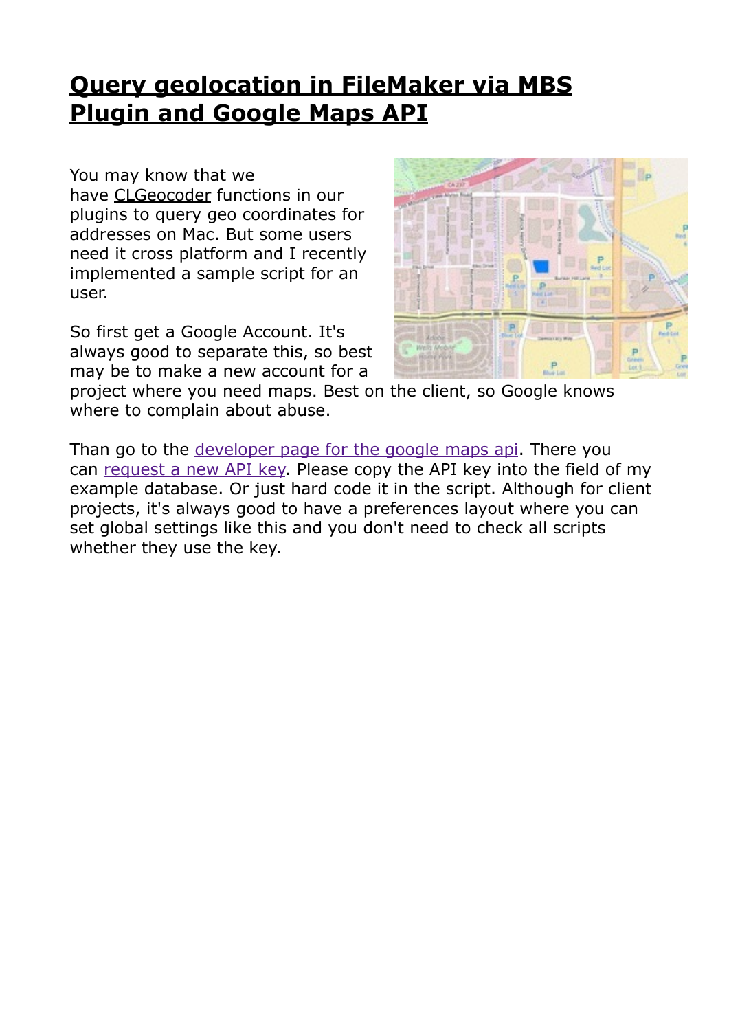# Query geolocation in FileMaker via MBS Plugin and Google Maps API

You may know that we have CLGeocoder functions in our plugins to query geo coordinates for addresses on Mac. But some users need it cross platform and I recently implemented a sample script for an user.

So first get a Google Account. It's always good to separate this, so best may be to make a new account for a project where you need maps. Best on the client, so Google knows where to complain about abuse.

Than go to the developer page for the google maps api. There you can request a new API key. Please copy the API key into the field of my example database. Or just hard code it in the script. Although for client projects, it's always good to have a preferences layout where you can set global settings like this and you don't need to check all scripts whether they use the key.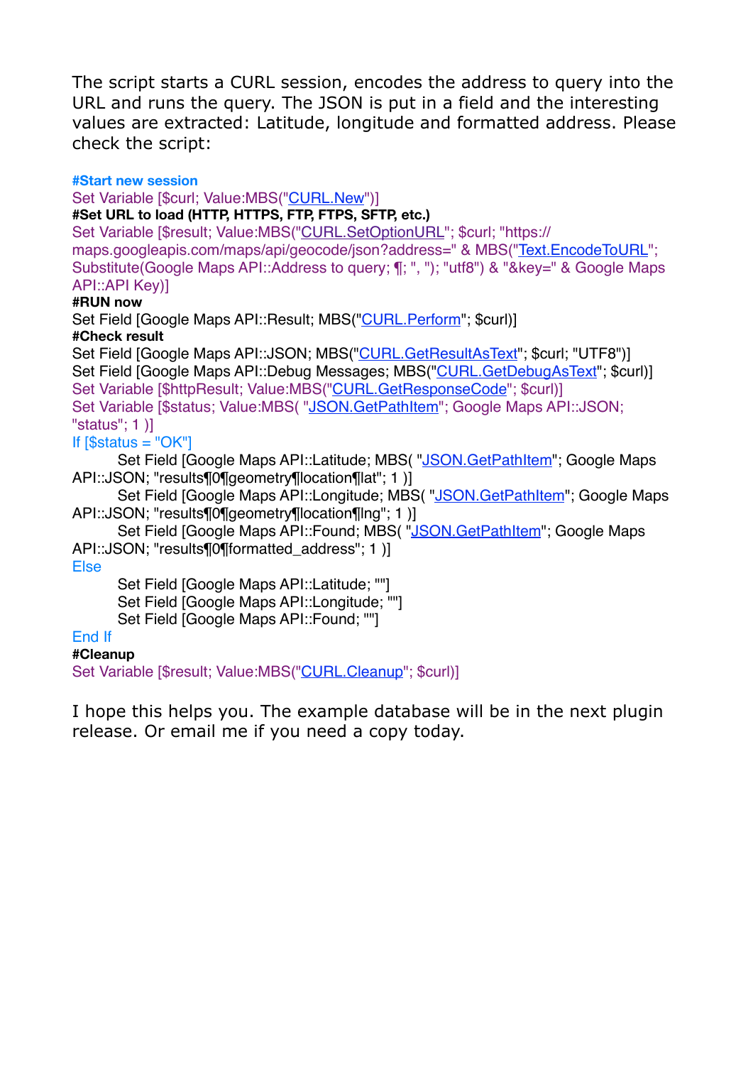The script starts a CURL session, encodes the address to query into the URL and runs the query. The JSON is put in a field and the interesting values are extracted: Latitude, longitude and formatted address. Please check the script:

```
#Start new session
Set Variable [$curl; Value:MBS("CURL.New")]
#Set URL to load (HTTP, HTTPS, FTP, FTPS, SFTP, etc.)
Set Variable [$result; Value:MBS("CURL.SetOptionURL"; $curl; "https://maps.googleapis.com/maps/api/geocode/json?address=" & MBS("Text.EncodeToURL"; Substitute(Google Maps API::Address to query; ¶; ", "); "utf8") & "&key=" & Google Maps API::API Key)]
#RUN now
Set Field [Google Maps API::Result; MBS("CURL.Perform"; $curl)]
#Check result
Set Field [Google Maps API::JSON; MBS("CURL.GetResultAsText"; $curl; "UTF8")]
Set Field [Google Maps API::Debug Messages; MBS("CURL.GetDebugAsText"; $curl)]
Set Variable [$httpResult; Value:MBS("CURL.GetResponseCode"; $curl)]
Set Variable [$status; Value:MBS( "JSON.GetPathItem"; Google Maps API::JSON; "status"; 1 )]
If [$status = "OK"]
	Set Field [Google Maps API::Latitude; MBS( "JSON.GetPathItem"; Google Maps API::JSON; "results¶0¶geometry¶location¶lat"; 1 )]
	Set Field [Google Maps API::Longitude; MBS( "JSON.GetPathItem"; Google Maps API::JSON; "results¶0¶geometry¶location¶lng"; 1 )]
	Set Field [Google Maps API::Found; MBS( "JSON.GetPathItem"; Google Maps API::JSON; "results¶0¶formatted_address"; 1 )]
Else
	Set Field [Google Maps API::Latitude; ""]
	Set Field [Google Maps API::Longitude; ""]
	Set Field [Google Maps API::Found; ""]
End If
#Cleanup
Set Variable [$result; Value:MBS("CURL.Cleanup"; $curl)]
```

I hope this helps you. The example database will be in the next plugin release. Or email me if you need a copy today.